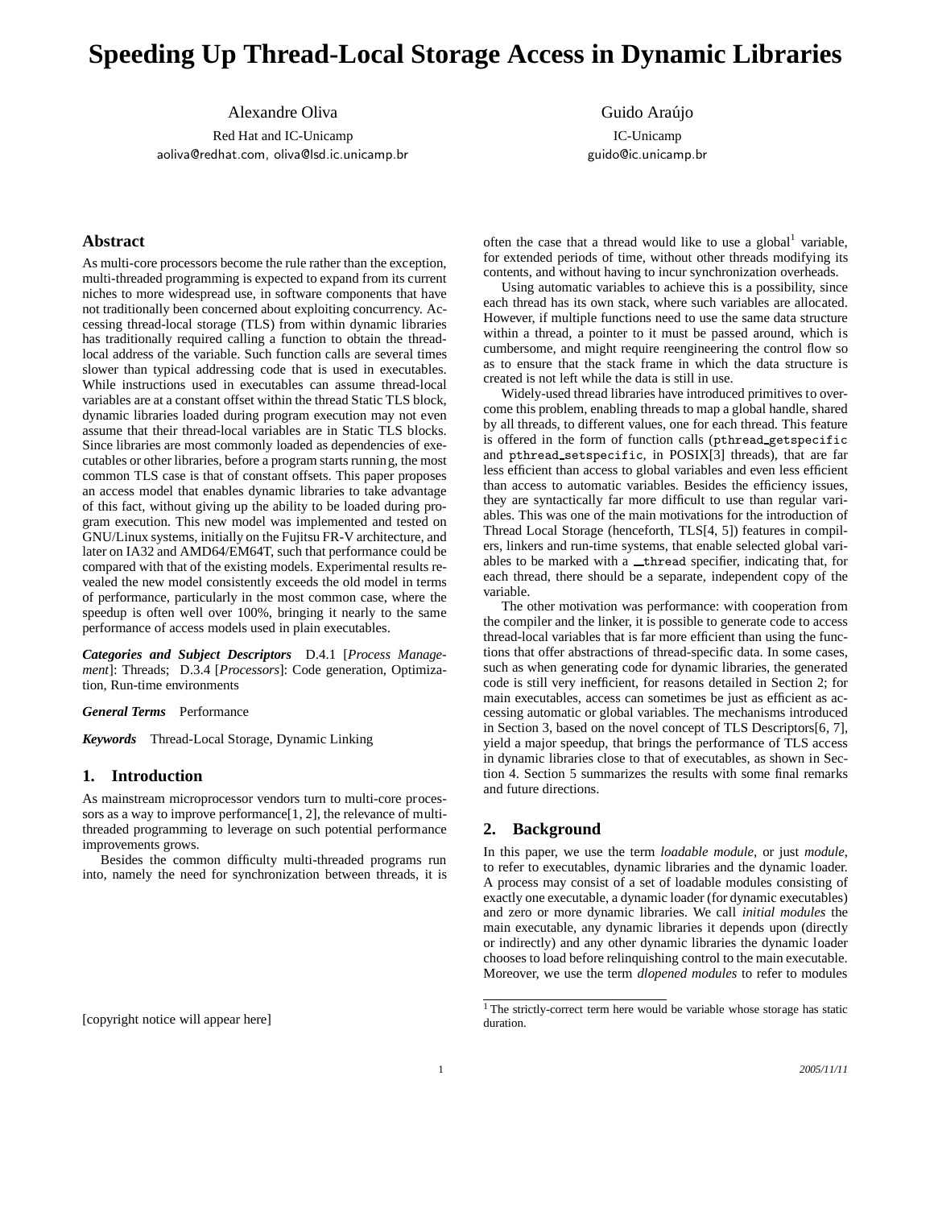# Speeding Up Thread-Local Storage Access in Dynamic Libraries

Alexandre Oliva
Red Hat and IC-Unicamp
aoliva@redhat.com, oliva@lsd.ic.unicamp.br

Guido Araújo
IC-Unicamp
guido@ic.unicamp.br

## Abstract

As multi-core processors become the rule rather than the exception, multi-threaded programming is expected to expand from its current niches to more widespread use, in software components that have not traditionally been concerned about exploiting concurrency. Accessing thread-local storage (TLS) from within dynamic libraries has traditionally required calling a function to obtain the thread-local address of the variable. Such function calls are several times slower than typical addressing code that is used in executables. While instructions used in executables can assume thread-local variables are at a constant offset within the thread Static TLS block, dynamic libraries loaded during program execution may not even assume that their thread-local variables are in Static TLS blocks. Since libraries are most commonly loaded as dependencies of executables or other libraries, before a program starts running, the most common TLS case is that of constant offsets. This paper proposes an access model that enables dynamic libraries to take advantage of this fact, without giving up the ability to be loaded during program execution. This new model was implemented and tested on GNU/Linux systems, initially on the Fujitsu FR-V architecture, and later on IA32 and AMD64/EM64T, such that performance could be compared with that of the existing models. Experimental results revealed the new model consistently exceeds the old model in terms of performance, particularly in the most common case, where the speedup is often well over 100%, bringing it nearly to the same performance of access models used in plain executables.

***Categories and Subject Descriptors*** D.4.1 [*Process Management*]: Threads; D.3.4 [*Processors*]: Code generation, Optimization, Run-time environments

***General Terms*** Performance

***Keywords*** Thread-Local Storage, Dynamic Linking

## 1. Introduction

As mainstream microprocessor vendors turn to multi-core processors as a way to improve performance[1, 2], the relevance of multi-threaded programming to leverage on such potential performance improvements grows.

Besides the common difficulty multi-threaded programs run into, namely the need for synchronization between threads, it is often the case that a thread would like to use a global[1] variable, for extended periods of time, without other threads modifying its contents, and without having to incur synchronization overheads.

Using automatic variables to achieve this is a possibility, since each thread has its own stack, where such variables are allocated. However, if multiple functions need to use the same data structure within a thread, a pointer to it must be passed around, which is cumbersome, and might require reengineering the control flow so as to ensure that the stack frame in which the data structure is created is not left while the data is still in use.

Widely-used thread libraries have introduced primitives to overcome this problem, enabling threads to map a global handle, shared by all threads, to different values, one for each thread. This feature is offered in the form of function calls (`pthread_getspecific` and `pthread_setspecific`, in POSIX[3] threads), that are far less efficient than access to global variables and even less efficient than access to automatic variables. Besides the efficiency issues, they are syntactically far more difficult to use than regular variables. This was one of the main motivations for the introduction of Thread Local Storage (henceforth, TLS[4, 5]) features in compilers, linkers and run-time systems, that enable selected global variables to be marked with a `__thread` specifier, indicating that, for each thread, there should be a separate, independent copy of the variable.

The other motivation was performance: with cooperation from the compiler and the linker, it is possible to generate code to access thread-local variables that is far more efficient than using the functions that offer abstractions of thread-specific data. In some cases, such as when generating code for dynamic libraries, the generated code is still very inefficient, for reasons detailed in Section 2; for main executables, access can sometimes be just as efficient as accessing automatic or global variables. The mechanisms introduced in Section 3, based on the novel concept of TLS Descriptors[6, 7], yield a major speedup, that brings the performance of TLS access in dynamic libraries close to that of executables, as shown in Section 4. Section 5 summarizes the results with some final remarks and future directions.

## 2. Background

In this paper, we use the term *loadable module*, or just *module*, to refer to executables, dynamic libraries and the dynamic loader. A process may consist of a set of loadable modules consisting of exactly one executable, a dynamic loader (for dynamic executables) and zero or more dynamic libraries. We call *initial modules* the main executable, any dynamic libraries it depends upon (directly or indirectly) and any other dynamic libraries the dynamic loader chooses to load before relinquishing control to the main executable. Moreover, we use the term *dlopened modules* to refer to modules

[copyright notice will appear here]

[1] The strictly-correct term here would be variable whose storage has static duration.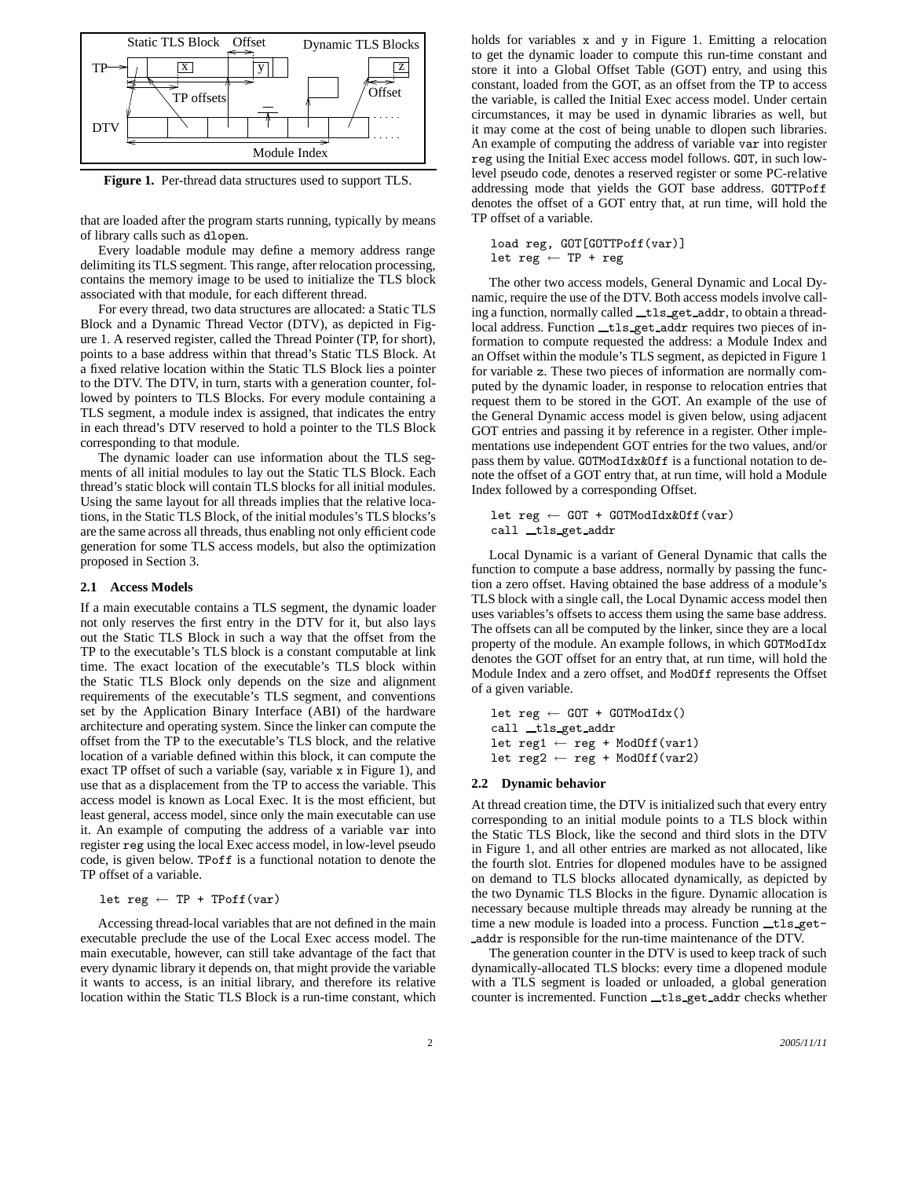Figure 1. Per-thread data structures used to support TLS.

that are loaded after the program starts running, typically by means of library calls such as dlopen.

Every loadable module may define a memory address range delimiting its TLS segment. This range, after relocation processing, contains the memory image to be used to initialize the TLS block associated with that module, for each different thread.

For every thread, two data structures are allocated: a Static TLS Block and a Dynamic Thread Vector (DTV), as depicted in Figure 1. A reserved register, called the Thread Pointer (TP, for short), points to a base address within that thread's Static TLS Block. At a fixed relative location within the Static TLS Block lies a pointer to the DTV. The DTV, in turn, starts with a generation counter, followed by pointers to TLS Blocks. For every module containing a TLS segment, a module index is assigned, that indicates the entry in each thread's DTV reserved to hold a pointer to the TLS Block corresponding to that module.

The dynamic loader can use information about the TLS segments of all initial modules to lay out the Static TLS Block. Each thread's static block will contain TLS blocks for all initial modules. Using the same layout for all threads implies that the relative locations, in the Static TLS Block, of the initial modules's TLS blocks's are the same across all threads, thus enabling not only efficient code generation for some TLS access models, but also the optimization proposed in Section 3.

### 2.1 Access Models

If a main executable contains a TLS segment, the dynamic loader not only reserves the first entry in the DTV for it, but also lays out the Static TLS Block in such a way that the offset from the TP to the executable's TLS block is a constant computable at link time. The exact location of the executable's TLS block within the Static TLS Block only depends on the size and alignment requirements of the executable's TLS segment, and conventions set by the Application Binary Interface (ABI) of the hardware architecture and operating system. Since the linker can compute the offset from the TP to the executable's TLS block, and the relative location of a variable defined within this block, it can compute the exact TP offset of such a variable (say, variable x in Figure 1), and use that as a displacement from the TP to access the variable. This access model is known as Local Exec. It is the most efficient, but least general, access model, since only the main executable can use it. An example of computing the address of a variable var into register reg using the local Exec access model, in low-level pseudo code, is given below. TPoff is a functional notation to denote the TP offset of a variable.

```
let reg ← TP + TPoff(var)
```

Accessing thread-local variables that are not defined in the main executable preclude the use of the Local Exec access model. The main executable, however, can still take advantage of the fact that every dynamic library it depends on, that might provide the variable it wants to access, is an initial library, and therefore its relative location within the Static TLS Block is a run-time constant, which holds for variables x and y in Figure 1. Emitting a relocation to get the dynamic loader to compute this run-time constant and store it into a Global Offset Table (GOT) entry, and using this constant, loaded from the GOT, as an offset from the TP to access the variable, is called the Initial Exec access model. Under certain circumstances, it may be used in dynamic libraries as well, but it may come at the cost of being unable to dlopen such libraries. An example of computing the address of variable var into register reg using the Initial Exec access model follows. GOT, in such low-level pseudo code, denotes a reserved register or some PC-relative addressing mode that yields the GOT base address. GOTTPoff denotes the offset of a GOT entry that, at run time, will hold the TP offset of a variable.

```
load reg, GOT[GOTTPoff(var)]
let reg ← TP + reg
```

The other two access models, General Dynamic and Local Dynamic, require the use of the DTV. Both access models involve calling a function, normally called __tls_get_addr, to obtain a thread-local address. Function __tls_get_addr requires two pieces of information to compute requested the address: a Module Index and an Offset within the module's TLS segment, as depicted in Figure 1 for variable z. These two pieces of information are normally computed by the dynamic loader, in response to relocation entries that request them to be stored in the GOT. An example of the use of the General Dynamic access model is given below, using adjacent GOT entries and passing it by reference in a register. Other implementations use independent GOT entries for the two values, and/or pass them by value. GOTModIdx&Off is a functional notation to denote the offset of a GOT entry that, at run time, will hold a Module Index followed by a corresponding Offset.

```
let reg ← GOT + GOTModIdx&Off(var)
call __tls_get_addr
```

Local Dynamic is a variant of General Dynamic that calls the function to compute a base address, normally by passing the function a zero offset. Having obtained the base address of a module's TLS block with a single call, the Local Dynamic access model then uses variables's offsets to access them using the same base address. The offsets can all be computed by the linker, since they are a local property of the module. An example follows, in which GOTModIdx denotes the GOT offset for an entry that, at run time, will hold the Module Index and a zero offset, and ModOff represents the Offset of a given variable.

```
let reg ← GOT + GOTModIdx()
call __tls_get_addr
let reg1 ← reg + ModOff(var1)
let reg2 ← reg + ModOff(var2)
```

### 2.2 Dynamic behavior

At thread creation time, the DTV is initialized such that every entry corresponding to an initial module points to a TLS block within the Static TLS Block, like the second and third slots in the DTV in Figure 1, and all other entries are marked as not allocated, like the fourth slot. Entries for dlopened modules have to be assigned on demand to TLS blocks allocated dynamically, as depicted by the two Dynamic TLS Blocks in the figure. Dynamic allocation is necessary because multiple threads may already be running at the time a new module is loaded into a process. Function __tls_get_addr is responsible for the run-time maintenance of the DTV.

The generation counter in the DTV is used to keep track of such dynamically-allocated TLS blocks: every time a dlopened module with a TLS segment is loaded or unloaded, a global generation counter is incremented. Function __tls_get_addr checks whether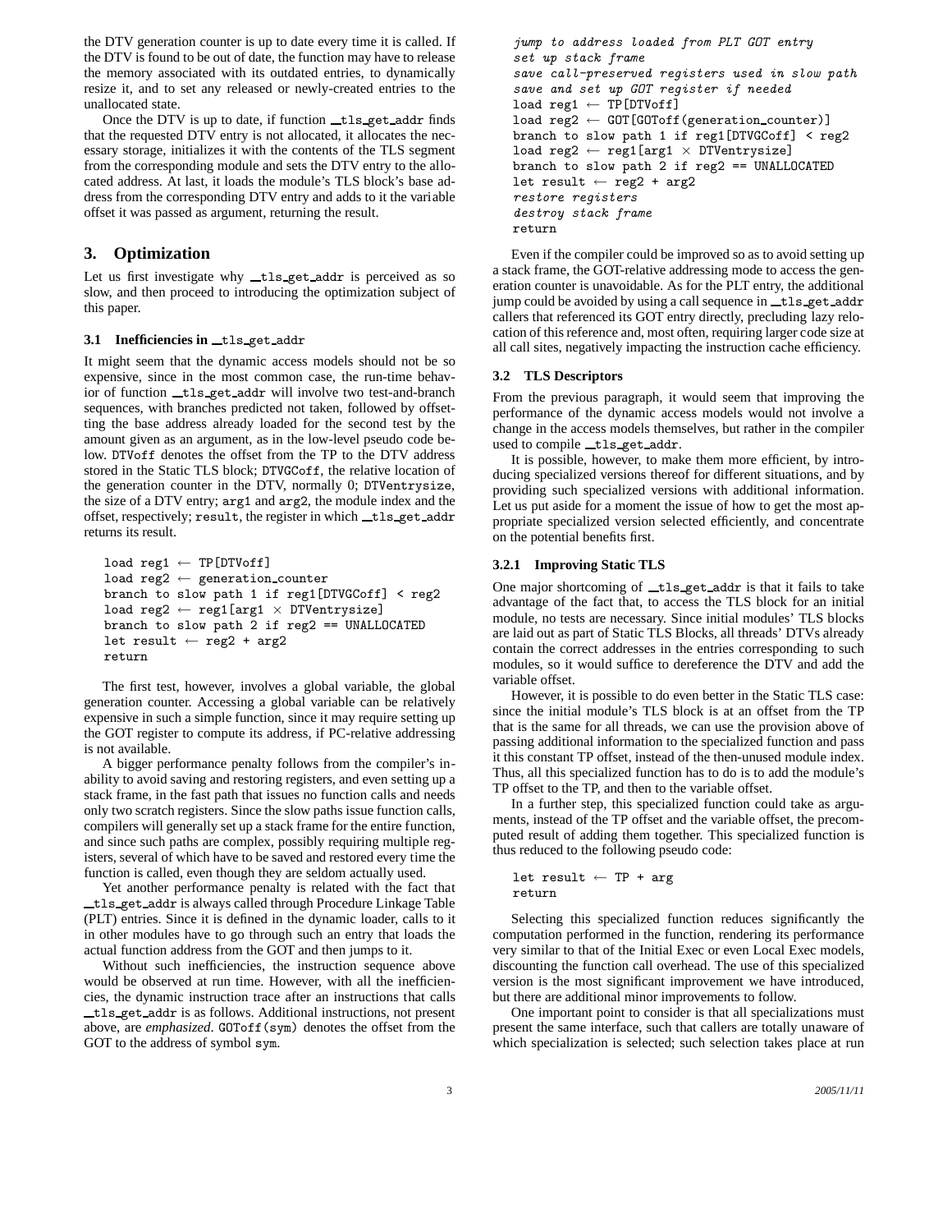the DTV generation counter is up to date every time it is called. If the DTV is found to be out of date, the function may have to release the memory associated with its outdated entries, to dynamically resize it, and to set any released or newly-created entries to the unallocated state.

Once the DTV is up to date, if function `__tls_get_addr` finds that the requested DTV entry is not allocated, it allocates the necessary storage, initializes it with the contents of the TLS segment from the corresponding module and sets the DTV entry to the allocated address. At last, it loads the module's TLS block's base address from the corresponding DTV entry and adds to it the variable offset it was passed as argument, returning the result.

## 3. Optimization

Let us first investigate why `__tls_get_addr` is perceived as so slow, and then proceed to introducing the optimization subject of this paper.

### 3.1 Inefficiencies in `__tls_get_addr`

It might seem that the dynamic access models should not be so expensive, since in the most common case, the run-time behavior of function `__tls_get_addr` will involve two test-and-branch sequences, with branches predicted not taken, followed by offsetting the base address already loaded for the second test by the amount given as an argument, as in the low-level pseudo code below. `DTVoff` denotes the offset from the TP to the DTV address stored in the Static TLS block; `DTVGCoff`, the relative location of the generation counter in the DTV, normally 0; `DTVentrysize`, the size of a DTV entry; `arg1` and `arg2`, the module index and the offset, respectively; `result`, the register in which `__tls_get_addr` returns its result.

```
load reg1 ← TP[DTVoff]
load reg2 ← generation_counter
branch to slow path 1 if reg1[DTVGCoff] < reg2
load reg2 ← reg1[arg1 × DTVentrysize]
branch to slow path 2 if reg2 == UNALLOCATED
let result ← reg2 + arg2
return
```

The first test, however, involves a global variable, the global generation counter. Accessing a global variable can be relatively expensive in such a simple function, since it may require setting up the GOT register to compute its address, if PC-relative addressing is not available.

A bigger performance penalty follows from the compiler's inability to avoid saving and restoring registers, and even setting up a stack frame, in the fast path that issues no function calls and needs only two scratch registers. Since the slow paths issue function calls, compilers will generally set up a stack frame for the entire function, and since such paths are complex, possibly requiring multiple registers, several of which have to be saved and restored every time the function is called, even though they are seldom actually used.

Yet another performance penalty is related with the fact that `__tls_get_addr` is always called through Procedure Linkage Table (PLT) entries. Since it is defined in the dynamic loader, calls to it in other modules have to go through such an entry that loads the actual function address from the GOT and then jumps to it.

Without such inefficiencies, the instruction sequence above would be observed at run time. However, with all the inefficiencies, the dynamic instruction trace after an instructions that calls `__tls_get_addr` is as follows. Additional instructions, not present above, are *emphasized*. `GOToff(sym)` denotes the offset from the GOT to the address of symbol `sym`.

```
jump to address loaded from PLT GOT entry
set up stack frame
save call-preserved registers used in slow path
save and set up GOT register if needed
load reg1 ← TP[DTVoff]
load reg2 ← GOT[GOToff(generation_counter)]
branch to slow path 1 if reg1[DTVGCoff] < reg2
load reg2 ← reg1[arg1 × DTVentrysize]
branch to slow path 2 if reg2 == UNALLOCATED
let result ← reg2 + arg2
restore registers
destroy stack frame
return
```

Even if the compiler could be improved so as to avoid setting up a stack frame, the GOT-relative addressing mode to access the generation counter is unavoidable. As for the PLT entry, the additional jump could be avoided by using a call sequence in `__tls_get_addr` callers that referenced its GOT entry directly, precluding lazy relocation of this reference and, most often, requiring larger code size at all call sites, negatively impacting the instruction cache efficiency.

### 3.2 TLS Descriptors

From the previous paragraph, it would seem that improving the performance of the dynamic access models would not involve a change in the access models themselves, but rather in the compiler used to compile `__tls_get_addr`.

It is possible, however, to make them more efficient, by introducing specialized versions thereof for different situations, and by providing such specialized versions with additional information. Let us put aside for a moment the issue of how to get the most appropriate specialized version selected efficiently, and concentrate on the potential benefits first.

#### 3.2.1 Improving Static TLS

One major shortcoming of `__tls_get_addr` is that it fails to take advantage of the fact that, to access the TLS block for an initial module, no tests are necessary. Since initial modules' TLS blocks are laid out as part of Static TLS Blocks, all threads' DTVs already contain the correct addresses in the entries corresponding to such modules, so it would suffice to dereference the DTV and add the variable offset.

However, it is possible to do even better in the Static TLS case: since the initial module's TLS block is at an offset from the TP that is the same for all threads, we can use the provision above of passing additional information to the specialized function and pass it this constant TP offset, instead of the then-unused module index. Thus, all this specialized function has to do is to add the module's TP offset to the TP, and then to the variable offset.

In a further step, this specialized function could take as arguments, instead of the TP offset and the variable offset, the precomputed result of adding them together. This specialized function is thus reduced to the following pseudo code:

```
let result ← TP + arg
return
```

Selecting this specialized function reduces significantly the computation performed in the function, rendering its performance very similar to that of the Initial Exec or even Local Exec models, discounting the function call overhead. The use of this specialized version is the most significant improvement we have introduced, but there are additional minor improvements to follow.

One important point to consider is that all specializations must present the same interface, such that callers are totally unaware of which specialization is selected; such selection takes place at run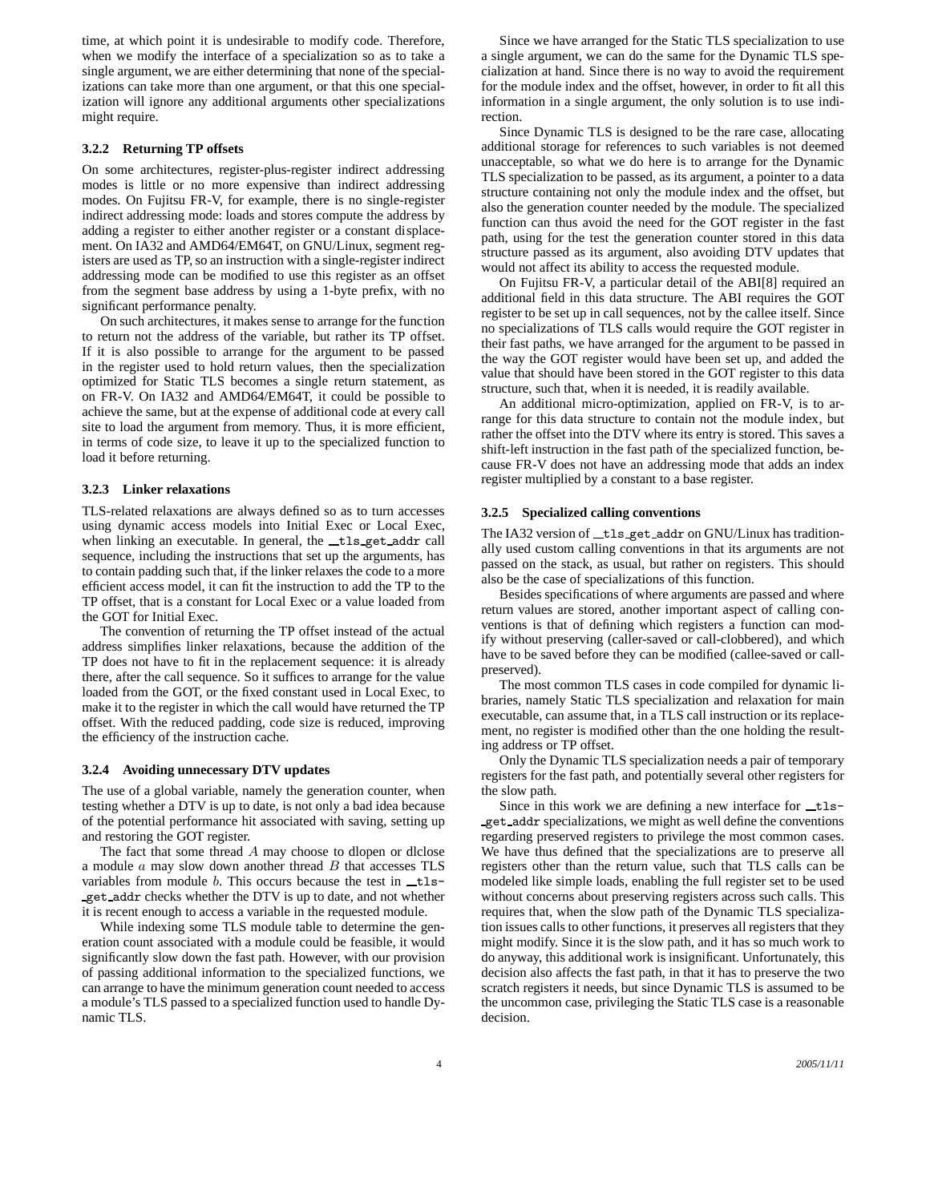time, at which point it is undesirable to modify code. Therefore, when we modify the interface of a specialization so as to take a single argument, we are either determining that none of the specializations can take more than one argument, or that this one specialization will ignore any additional arguments other specializations might require.

### 3.2.2 Returning TP offsets

On some architectures, register-plus-register indirect addressing modes is little or no more expensive than indirect addressing modes. On Fujitsu FR-V, for example, there is no single-register indirect addressing mode: loads and stores compute the address by adding a register to either another register or a constant displacement. On IA32 and AMD64/EM64T, on GNU/Linux, segment registers are used as TP, so an instruction with a single-register indirect addressing mode can be modified to use this register as an offset from the segment base address by using a 1-byte prefix, with no significant performance penalty.

On such architectures, it makes sense to arrange for the function to return not the address of the variable, but rather its TP offset. If it is also possible to arrange for the argument to be passed in the register used to hold return values, then the specialization optimized for Static TLS becomes a single return statement, as on FR-V. On IA32 and AMD64/EM64T, it could be possible to achieve the same, but at the expense of additional code at every call site to load the argument from memory. Thus, it is more efficient, in terms of code size, to leave it up to the specialized function to load it before returning.

### 3.2.3 Linker relaxations

TLS-related relaxations are always defined so as to turn accesses using dynamic access models into Initial Exec or Local Exec, when linking an executable. In general, the `__tls_get_addr` call sequence, including the instructions that set up the arguments, has to contain padding such that, if the linker relaxes the code to a more efficient access model, it can fit the instruction to add the TP to the TP offset, that is a constant for Local Exec or a value loaded from the GOT for Initial Exec.

The convention of returning the TP offset instead of the actual address simplifies linker relaxations, because the addition of the TP does not have to fit in the replacement sequence: it is already there, after the call sequence. So it suffices to arrange for the value loaded from the GOT, or the fixed constant used in Local Exec, to make it to the register in which the call would have returned the TP offset. With the reduced padding, code size is reduced, improving the efficiency of the instruction cache.

### 3.2.4 Avoiding unnecessary DTV updates

The use of a global variable, namely the generation counter, when testing whether a DTV is up to date, is not only a bad idea because of the potential performance hit associated with saving, setting up and restoring the GOT register.

The fact that some thread $A$ may choose to dlopen or dlclose a module $a$ may slow down another thread $B$ that accesses TLS variables from module $b$. This occurs because the test in `__tls_get_addr` checks whether the DTV is up to date, and not whether it is recent enough to access a variable in the requested module.

While indexing some TLS module table to determine the generation count associated with a module could be feasible, it would significantly slow down the fast path. However, with our provision of passing additional information to the specialized functions, we can arrange to have the minimum generation count needed to access a module's TLS passed to a specialized function used to handle Dynamic TLS.

Since we have arranged for the Static TLS specialization to use a single argument, we can do the same for the Dynamic TLS specialization at hand. Since there is no way to avoid the requirement for the module index and the offset, however, in order to fit all this information in a single argument, the only solution is to use indirection.

Since Dynamic TLS is designed to be the rare case, allocating additional storage for references to such variables is not deemed unacceptable, so what we do here is to arrange for the Dynamic TLS specialization to be passed, as its argument, a pointer to a data structure containing not only the module index and the offset, but also the generation counter needed by the module. The specialized function can thus avoid the need for the GOT register in the fast path, using for the test the generation counter stored in this data structure passed as its argument, also avoiding DTV updates that would not affect its ability to access the requested module.

On Fujitsu FR-V, a particular detail of the ABI[8] required an additional field in this data structure. The ABI requires the GOT register to be set up in call sequences, not by the callee itself. Since no specializations of TLS calls would require the GOT register in their fast paths, we have arranged for the argument to be passed in the way the GOT register would have been set up, and added the value that should have been stored in the GOT register to this data structure, such that, when it is needed, it is readily available.

An additional micro-optimization, applied on FR-V, is to arrange for this data structure to contain not the module index, but rather the offset into the DTV where its entry is stored. This saves a shift-left instruction in the fast path of the specialized function, because FR-V does not have an addressing mode that adds an index register multiplied by a constant to a base register.

### 3.2.5 Specialized calling conventions

The IA32 version of `__tls_get_addr` on GNU/Linux has traditionally used custom calling conventions in that its arguments are not passed on the stack, as usual, but rather on registers. This should also be the case of specializations of this function.

Besides specifications of where arguments are passed and where return values are stored, another important aspect of calling conventions is that of defining which registers a function can modify without preserving (caller-saved or call-clobbered), and which have to be saved before they can be modified (callee-saved or call-preserved).

The most common TLS cases in code compiled for dynamic libraries, namely Static TLS specialization and relaxation for main executable, can assume that, in a TLS call instruction or its replacement, no register is modified other than the one holding the resulting address or TP offset.

Only the Dynamic TLS specialization needs a pair of temporary registers for the fast path, and potentially several other registers for the slow path.

Since in this work we are defining a new interface for `__tls_get_addr` specializations, we might as well define the conventions regarding preserved registers to privilege the most common cases. We have thus defined that the specializations are to preserve all registers other than the return value, such that TLS calls can be modeled like simple loads, enabling the full register set to be used without concerns about preserving registers across such calls. This requires that, when the slow path of the Dynamic TLS specialization issues calls to other functions, it preserves all registers that they might modify. Since it is the slow path, and it has so much work to do anyway, this additional work is insignificant. Unfortunately, this decision also affects the fast path, in that it has to preserve the two scratch registers it needs, but since Dynamic TLS is assumed to be the uncommon case, privileging the Static TLS case is a reasonable decision.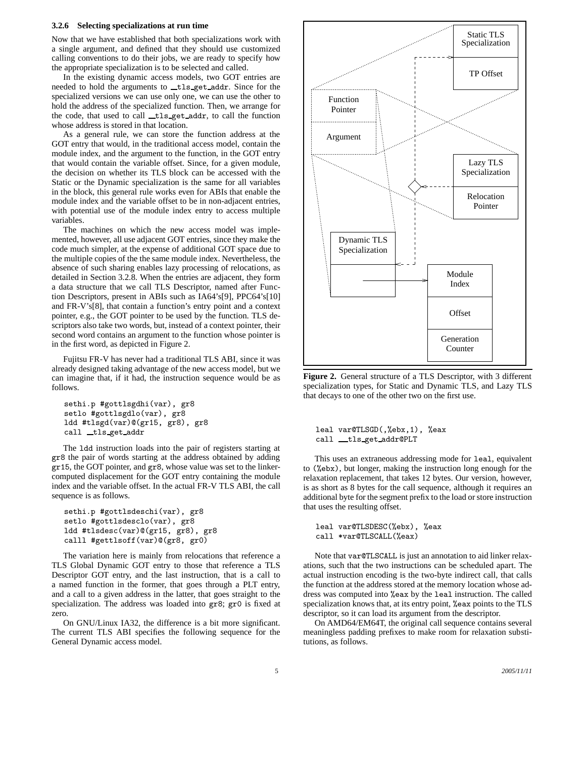### 3.2.6 Selecting specializations at run time

Now that we have established that both specializations work with a single argument, and defined that they should use customized calling conventions to do their jobs, we are ready to specify how the appropriate specialization is to be selected and called.

In the existing dynamic access models, two GOT entries are needed to hold the arguments to `__tls_get_addr`. Since for the specialized versions we can use only one, we can use the other to hold the address of the specialized function. Then, we arrange for the code, that used to call `__tls_get_addr`, to call the function whose address is stored in that location.

As a general rule, we can store the function address at the GOT entry that would, in the traditional access model, contain the module index, and the argument to the function, in the GOT entry that would contain the variable offset. Since, for a given module, the decision on whether its TLS block can be accessed with the Static or the Dynamic specialization is the same for all variables in the block, this general rule works even for ABIs that enable the module index and the variable offset to be in non-adjacent entries, with potential use of the module index entry to access multiple variables.

The machines on which the new access model was implemented, however, all use adjacent GOT entries, since they make the code much simpler, at the expense of additional GOT space due to the multiple copies of the the same module index. Nevertheless, the absence of such sharing enables lazy processing of relocations, as detailed in Section 3.2.8. When the entries are adjacent, they form a data structure that we call TLS Descriptor, named after Function Descriptors, present in ABIs such as IA64's[9], PPC64's[10] and FR-V's[8], that contain a function's entry point and a context pointer, e.g., the GOT pointer to be used by the function. TLS descriptors also take two words, but, instead of a context pointer, their second word contains an argument to the function whose pointer is in the first word, as depicted in Figure 2.

Fujitsu FR-V has never had a traditional TLS ABI, since it was already designed taking advantage of the new access model, but we can imagine that, if it had, the instruction sequence would be as follows.

```
sethi.p #gottlsgdhi(var), gr8
setlo #gottlsgdlo(var), gr8
ldd #tlsgd(var)@(gr15, gr8), gr8
call __tls_get_addr
```

The `ldd` instruction loads into the pair of registers starting at `gr8` the pair of words starting at the address obtained by adding `gr15`, the GOT pointer, and `gr8`, whose value was set to the linker-computed displacement for the GOT entry containing the module index and the variable offset. In the actual FR-V TLS ABI, the call sequence is as follows.

```
sethi.p #gottlsdeschi(var), gr8
setlo #gottlsdesclo(var), gr8
ldd #tlsdesc(var)@(gr15, gr8), gr8
calll #gettlsoff(var)@(gr8, gr0)
```

The variation here is mainly from relocations that reference a TLS Global Dynamic GOT entry to those that reference a TLS Descriptor GOT entry, and the last instruction, that is a call to a named function in the former, that goes through a PLT entry, and a call to a given address in the latter, that goes straight to the specialization. The address was loaded into `gr8`; `gr0` is fixed at zero.

On GNU/Linux IA32, the difference is a bit more significant. The current TLS ABI specifies the following sequence for the General Dynamic access model.

Figure 2. General structure of a TLS Descriptor, with 3 different specialization types, for Static and Dynamic TLS, and Lazy TLS that decays to one of the other two on the first use.

```
leal var@TLSGD(,%ebx,1), %eax
call __tls_get_addr@PLT
```

This uses an extraneous addressing mode for `leal`, equivalent to `(%ebx)`, but longer, making the instruction long enough for the relaxation replacement, that takes 12 bytes. Our version, however, is as short as 8 bytes for the call sequence, although it requires an additional byte for the segment prefix to the load or store instruction that uses the resulting offset.

```
leal var@TLSDESC(%ebx), %eax
call *var@TLSCALL(%eax)
```

Note that `var@TLSCALL` is just an annotation to aid linker relaxations, such that the two instructions can be scheduled apart. The actual instruction encoding is the two-byte indirect call, that calls the function at the address stored at the memory location whose address was computed into `%eax` by the `leal` instruction. The called specialization knows that, at its entry point, `%eax` points to the TLS descriptor, so it can load its argument from the descriptor.

On AMD64/EM64T, the original call sequence contains several meaningless padding prefixes to make room for relaxation substitutions, as follows.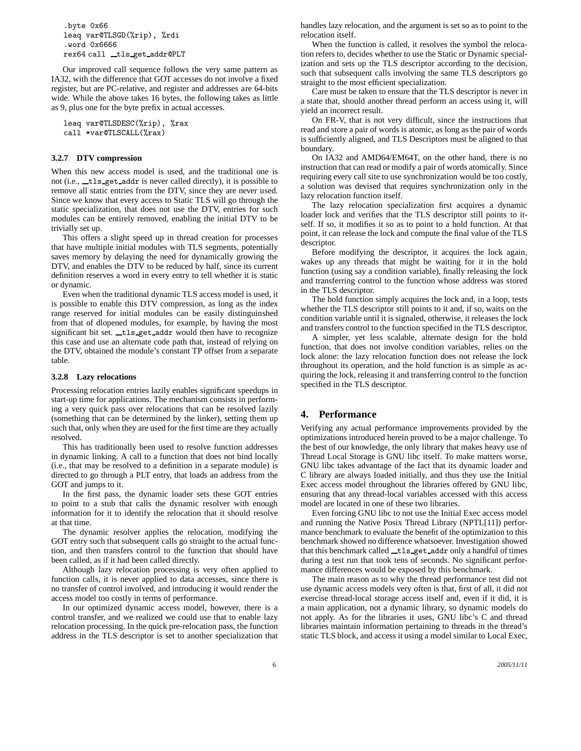```
.byte 0x66
leaq var@TLSGD(%rip), %rdi
.word 0x6666
rex64 call __tls_get_addr@PLT
```

Our improved call sequence follows the very same pattern as IA32, with the difference that GOT accesses do not involve a fixed register, but are PC-relative, and register and addresses are 64-bits wide. While the above takes 16 bytes, the following takes as little as 9, plus one for the byte prefix in actual accesses.

```
leaq var@TLSDESC(%rip), %rax
call *var@TLSCALL(%rax)
```

### 3.2.7 DTV compression

When this new access model is used, and the traditional one is not (i.e., `__tls_get_addr` is never called directly), it is possible to remove all static entries from the DTV, since they are never used. Since we know that every access to Static TLS will go through the static specialization, that does not use the DTV, entries for such modules can be entirely removed, enabling the initial DTV to be trivially set up.

This offers a slight speed up in thread creation for processes that have multiple initial modules with TLS segments, potentially saves memory by delaying the need for dynamically growing the DTV, and enables the DTV to be reduced by half, since its current definition reserves a word in every entry to tell whether it is static or dynamic.

Even when the traditional dynamic TLS access model is used, it is possible to enable this DTV compression, as long as the index range reserved for initial modules can be easily distinguinshed from that of dlopened modules, for example, by having the most significant bit set. `__tls_get_addr` would then have to recognize this case and use an alternate code path that, instead of relying on the DTV, obtained the module's constant TP offset from a separate table.

### 3.2.8 Lazy relocations

Processing relocation entries lazily enables significant speedups in start-up time for applications. The mechanism consists in performing a very quick pass over relocations that can be resolved lazily (something that can be determined by the linker), setting them up such that, only when they are used for the first time are they actually resolved.

This has traditionally been used to resolve function addresses in dynamic linking. A call to a function that does not bind locally (i.e., that may be resolved to a definition in a separate module) is directed to go through a PLT entry, that loads an address from the GOT and jumps to it.

In the first pass, the dynamic loader sets these GOT entries to point to a stub that calls the dynamic resolver with enough information for it to identify the relocation that it should resolve at that time.

The dynamic resolver applies the relocation, modifying the GOT entry such that subsequent calls go straight to the actual function, and then transfers control to the function that should have been called, as if it had been called directly.

Although lazy relocation processing is very often applied to function calls, it is never applied to data accesses, since there is no transfer of control involved, and introducing it would render the access model too costly in terms of performance.

In our optimized dynamic access model, however, there is a control transfer, and we realized we could use that to enable lazy relocation processing. In the quick pre-relocation pass, the function address in the TLS descriptor is set to another specialization that handles lazy relocation, and the argument is set so as to point to the relocation itself.

When the function is called, it resolves the symbol the relocation refers to, decides whether to use the Static or Dynamic specialization and sets up the TLS descriptor according to the decision, such that subsequent calls involving the same TLS descriptors go straight to the most efficient specialization.

Care must be taken to ensure that the TLS descriptor is never in a state that, should another thread perform an access using it, will yield an incorrect result.

On FR-V, that is not very difficult, since the instructions that read and store a pair of words is atomic, as long as the pair of words is sufficiently aligned, and TLS Descriptors must be aligned to that boundary.

On IA32 and AMD64/EM64T, on the other hand, there is no instruction that can read or modify a pair of words atomically. Since requiring every call site to use synchronization would be too costly, a solution was devised that requires synchronization only in the lazy relocation function itself.

The lazy relocation specialization first acquires a dynamic loader lock and verifies that the TLS descriptor still points to itself. If so, it modifies it so as to point to a hold function. At that point, it can release the lock and compute the final value of the TLS descriptor.

Before modifying the descriptor, it acquires the lock again, wakes up any threads that might be waiting for it in the hold function (using say a condition variable), finally releasing the lock and transferring control to the function whose address was stored in the TLS descriptor.

The hold function simply acquires the lock and, in a loop, tests whether the TLS descriptor still points to it and, if so, waits on the condition variable until it is signaled, otherwise, it releases the lock and transfers control to the function specified in the TLS descriptor.

A simpler, yet less scalable, alternate design for the hold function, that does not involve condition variables, relies on the lock alone: the lazy relocation function does not release the lock throughout its operation, and the hold function is as simple as acquiring the lock, releasing it and transferring control to the function specified in the TLS descriptor.

## 4. Performance

Verifying any actual performance improvements provided by the optimizations introduced herein proved to be a major challenge. To the best of our knowledge, the only library that makes heavy use of Thread Local Storage is GNU libc itself. To make matters worse, GNU libc takes advantage of the fact that its dynamic loader and C library are always loaded initially, and thus they use the Initial Exec access model throughout the libraries offered by GNU libc, ensuring that any thread-local variables accessed with this access model are located in one of these two libraries.

Even forcing GNU libc to not use the Initial Exec access model and running the Native Posix Thread Library (NPTL[11]) performance benchmark to evaluate the benefit of the optimization to this benchmark showed no difference whatsoever. Investigation showed that this benchmark called `__tls_get_addr` only a handful of times during a test run that took tens of seconds. No significant performance differences would be exposed by this benchmark.

The main reason as to why the thread performance test did not use dynamic access models very often is that, first of all, it did not exercise thread-local storage access itself and, even if it did, it is a main application, not a dynamic library, so dynamic models do not apply. As for the libraries it uses, GNU libc's C and thread libraries maintain information pertaining to threads in the thread's static TLS block, and access it using a model similar to Local Exec,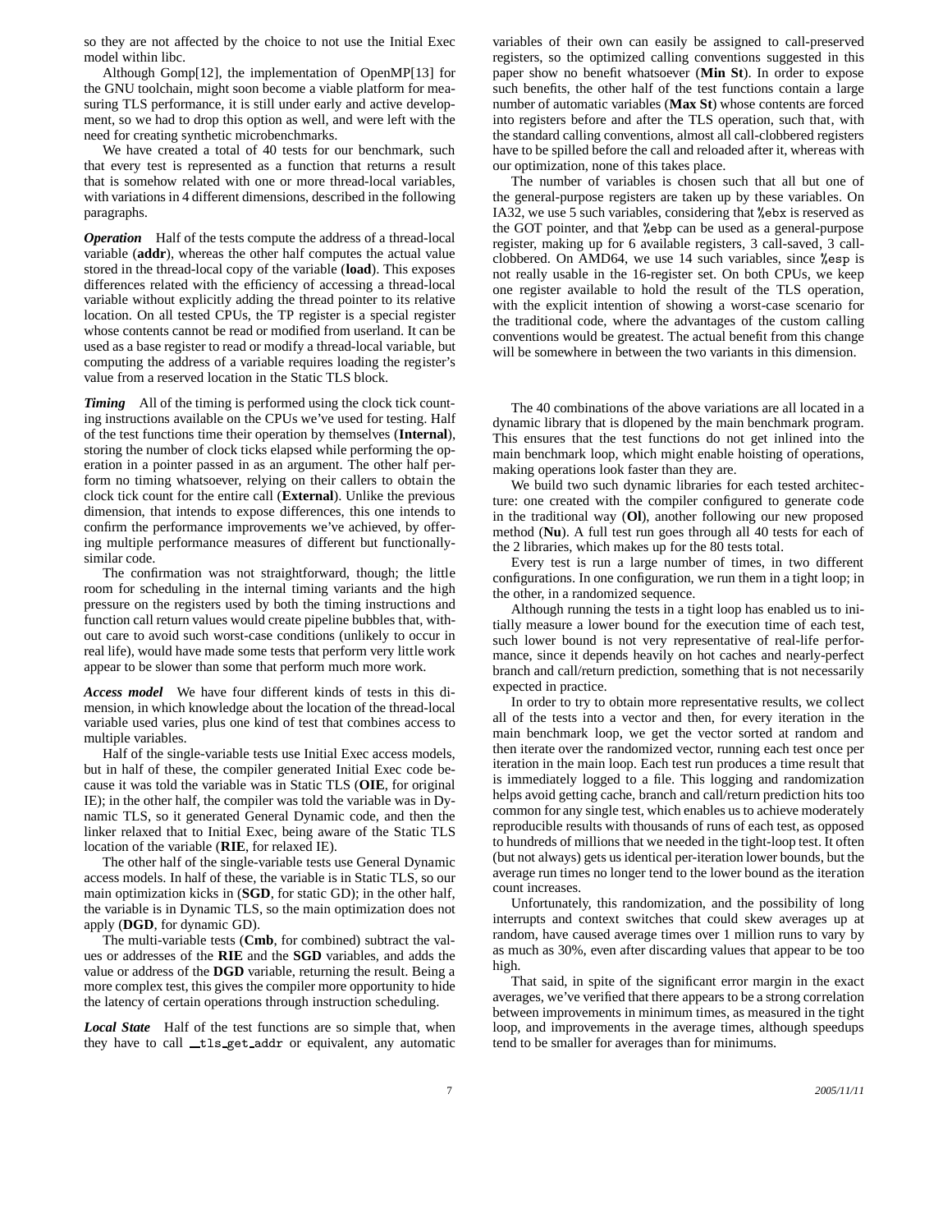so they are not affected by the choice to not use the Initial Exec model within libc.

Although Gomp[12], the implementation of OpenMP[13] for the GNU toolchain, might soon become a viable platform for measuring TLS performance, it is still under early and active development, so we had to drop this option as well, and were left with the need for creating synthetic microbenchmarks.

We have created a total of 40 tests for our benchmark, such that every test is represented as a function that returns a result that is somehow related with one or more thread-local variables, with variations in 4 different dimensions, described in the following paragraphs.

***Operation*** Half of the tests compute the address of a thread-local variable (**addr**), whereas the other half computes the actual value stored in the thread-local copy of the variable (**load**). This exposes differences related with the efficiency of accessing a thread-local variable without explicitly adding the thread pointer to its relative location. On all tested CPUs, the TP register is a special register whose contents cannot be read or modified from userland. It can be used as a base register to read or modify a thread-local variable, but computing the address of a variable requires loading the register's value from a reserved location in the Static TLS block.

***Timing*** All of the timing is performed using the clock tick counting instructions available on the CPUs we've used for testing. Half of the test functions time their operation by themselves (**Internal**), storing the number of clock ticks elapsed while performing the operation in a pointer passed in as an argument. The other half perform no timing whatsoever, relying on their callers to obtain the clock tick count for the entire call (**External**). Unlike the previous dimension, that intends to expose differences, this one intends to confirm the performance improvements we've achieved, by offering multiple performance measures of different but functionally-similar code.

The confirmation was not straightforward, though; the little room for scheduling in the internal timing variants and the high pressure on the registers used by both the timing instructions and function call return values would create pipeline bubbles that, without care to avoid such worst-case conditions (unlikely to occur in real life), would have made some tests that perform very little work appear to be slower than some that perform much more work.

***Access model*** We have four different kinds of tests in this dimension, in which knowledge about the location of the thread-local variable used varies, plus one kind of test that combines access to multiple variables.

Half of the single-variable tests use Initial Exec access models, but in half of these, the compiler generated Initial Exec code because it was told the variable was in Static TLS (**OIE**, for original IE); in the other half, the compiler was told the variable was in Dynamic TLS, so it generated General Dynamic code, and then the linker relaxed that to Initial Exec, being aware of the Static TLS location of the variable (**RIE**, for relaxed IE).

The other half of the single-variable tests use General Dynamic access models. In half of these, the variable is in Static TLS, so our main optimization kicks in (**SGD**, for static GD); in the other half, the variable is in Dynamic TLS, so the main optimization does not apply (**DGD**, for dynamic GD).

The multi-variable tests (**Cmb**, for combined) subtract the values or addresses of the **RIE** and the **SGD** variables, and adds the value or address of the **DGD** variable, returning the result. Being a more complex test, this gives the compiler more opportunity to hide the latency of certain operations through instruction scheduling.

***Local State*** Half of the test functions are so simple that, when they have to call `__tls_get_addr` or equivalent, any automatic variables of their own can easily be assigned to call-preserved registers, so the optimized calling conventions suggested in this paper show no benefit whatsoever (**Min St**). In order to expose such benefits, the other half of the test functions contain a large number of automatic variables (**Max St**) whose contents are forced into registers before and after the TLS operation, such that, with the standard calling conventions, almost all call-clobbered registers have to be spilled before the call and reloaded after it, whereas with our optimization, none of this takes place.

The number of variables is chosen such that all but one of the general-purpose registers are taken up by these variables. On IA32, we use 5 such variables, considering that `%ebx` is reserved as the GOT pointer, and that `%ebp` can be used as a general-purpose register, making up for 6 available registers, 3 call-saved, 3 call-clobbered. On AMD64, we use 14 such variables, since `%esp` is not really usable in the 16-register set. On both CPUs, we keep one register available to hold the result of the TLS operation, with the explicit intention of showing a worst-case scenario for the traditional code, where the advantages of the custom calling conventions would be greatest. The actual benefit from this change will be somewhere in between the two variants in this dimension.

The 40 combinations of the above variations are all located in a dynamic library that is dlopened by the main benchmark program. This ensures that the test functions do not get inlined into the main benchmark loop, which might enable hoisting of operations, making operations look faster than they are.

We build two such dynamic libraries for each tested architecture: one created with the compiler configured to generate code in the traditional way (**Ol**), another following our new proposed method (**Nu**). A full test run goes through all 40 tests for each of the 2 libraries, which makes up for the 80 tests total.

Every test is run a large number of times, in two different configurations. In one configuration, we run them in a tight loop; in the other, in a randomized sequence.

Although running the tests in a tight loop has enabled us to initially measure a lower bound for the execution time of each test, such lower bound is not very representative of real-life performance, since it depends heavily on hot caches and nearly-perfect branch and call/return prediction, something that is not necessarily expected in practice.

In order to try to obtain more representative results, we collect all of the tests into a vector and then, for every iteration in the main benchmark loop, we get the vector sorted at random and then iterate over the randomized vector, running each test once per iteration in the main loop. Each test run produces a time result that is immediately logged to a file. This logging and randomization helps avoid getting cache, branch and call/return prediction hits too common for any single test, which enables us to achieve moderately reproducible results with thousands of runs of each test, as opposed to hundreds of millions that we needed in the tight-loop test. It often (but not always) gets us identical per-iteration lower bounds, but the average run times no longer tend to the lower bound as the iteration count increases.

Unfortunately, this randomization, and the possibility of long interrupts and context switches that could skew averages up at random, have caused average times over 1 million runs to vary by as much as 30%, even after discarding values that appear to be too high.

That said, in spite of the significant error margin in the exact averages, we've verified that there appears to be a strong correlation between improvements in minimum times, as measured in the tight loop, and improvements in the average times, although speedups tend to be smaller for averages than for minimums.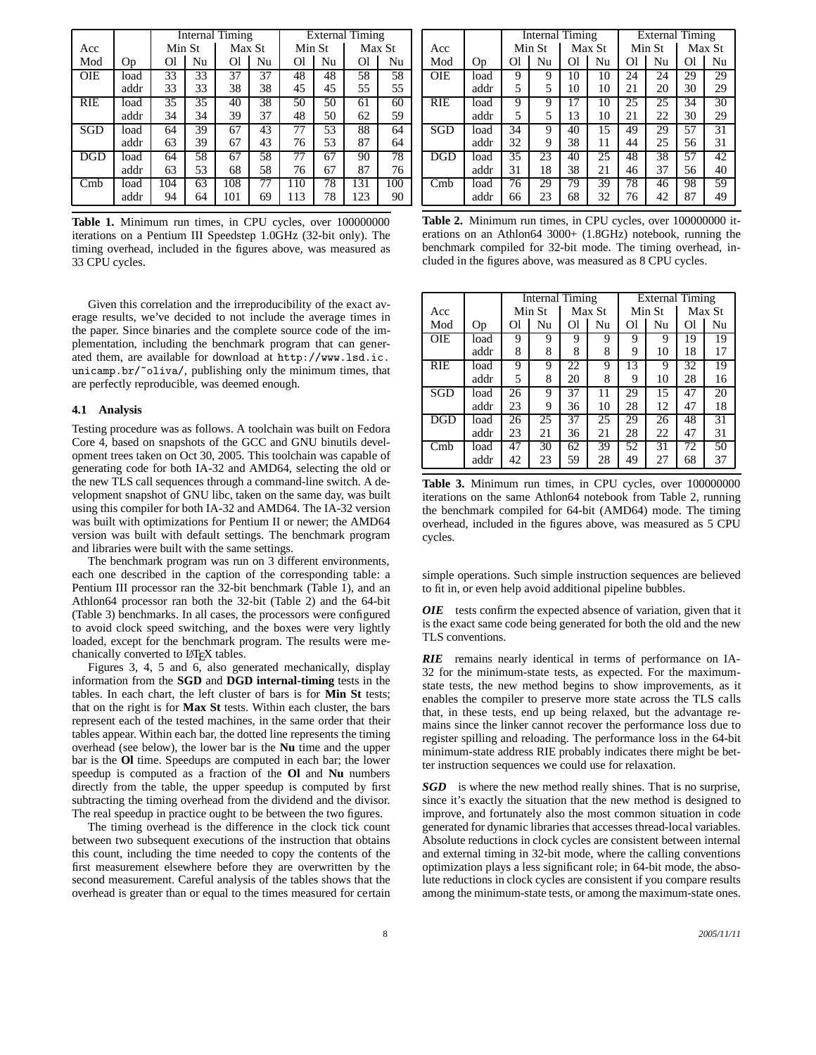| Acc Mod | Op | Internal Timing | | | | External Timing | | | |
|---|---|---|---|---|---|---|---|---|---|
| | | Min St | | Max St | | Min St | | Max St | |
| | | Ol | Nu | Ol | Nu | Ol | Nu | Ol | Nu |
| OIE | load | 33 | 33 | 37 | 37 | 48 | 48 | 58 | 58 |
| | addr | 33 | 33 | 38 | 38 | 45 | 45 | 55 | 55 |
| RIE | load | 35 | 35 | 40 | 38 | 50 | 50 | 61 | 60 |
| | addr | 34 | 34 | 39 | 37 | 48 | 50 | 62 | 59 |
| SGD | load | 64 | 39 | 67 | 43 | 77 | 53 | 88 | 64 |
| | addr | 63 | 39 | 67 | 43 | 76 | 53 | 87 | 64 |
| DGD | load | 64 | 58 | 67 | 58 | 77 | 67 | 90 | 78 |
| | addr | 63 | 53 | 68 | 58 | 76 | 67 | 87 | 76 |
| Cmb | load | 104 | 63 | 108 | 77 | 110 | 78 | 131 | 100 |
| | addr | 94 | 64 | 101 | 69 | 113 | 78 | 123 | 90 |

**Table 1.** Minimum run times, in CPU cycles, over 100000000 iterations on a Pentium III Speedstep 1.0GHz (32-bit only). The timing overhead, included in the figures above, was measured as 33 CPU cycles.

| Acc Mod | Op | Internal Timing | | | | External Timing | | | |
|---|---|---|---|---|---|---|---|---|---|
| | | Min St | | Max St | | Min St | | Max St | |
| | | Ol | Nu | Ol | Nu | Ol | Nu | Ol | Nu |
| OIE | load | 9 | 9 | 10 | 10 | 24 | 24 | 29 | 29 |
| | addr | 5 | 5 | 10 | 10 | 21 | 20 | 30 | 29 |
| RIE | load | 9 | 9 | 17 | 10 | 25 | 25 | 34 | 30 |
| | addr | 5 | 5 | 13 | 10 | 21 | 22 | 30 | 29 |
| SGD | load | 34 | 9 | 40 | 15 | 49 | 29 | 57 | 31 |
| | addr | 32 | 9 | 38 | 11 | 44 | 25 | 56 | 31 |
| DGD | load | 35 | 23 | 40 | 25 | 48 | 38 | 57 | 42 |
| | addr | 31 | 18 | 38 | 21 | 46 | 37 | 56 | 40 |
| Cmb | load | 76 | 29 | 79 | 39 | 78 | 46 | 98 | 59 |
| | addr | 66 | 23 | 68 | 32 | 76 | 42 | 87 | 49 |

**Table 2.** Minimum run times, in CPU cycles, over 100000000 iterations on an Athlon64 3000+ (1.8GHz) notebook, running the benchmark compiled for 32-bit mode. The timing overhead, included in the figures above, was measured as 8 CPU cycles.

| Acc Mod | Op | Internal Timing | | | | External Timing | | | |
|---|---|---|---|---|---|---|---|---|---|
| | | Min St | | Max St | | Min St | | Max St | |
| | | Ol | Nu | Ol | Nu | Ol | Nu | Ol | Nu |
| OIE | load | 9 | 9 | 9 | 9 | 9 | 9 | 19 | 19 |
| | addr | 8 | 8 | 8 | 8 | 9 | 10 | 18 | 17 |
| RIE | load | 9 | 9 | 22 | 9 | 13 | 9 | 32 | 19 |
| | addr | 5 | 8 | 20 | 8 | 9 | 10 | 28 | 16 |
| SGD | load | 26 | 9 | 37 | 11 | 29 | 15 | 47 | 20 |
| | addr | 23 | 9 | 36 | 10 | 28 | 12 | 47 | 18 |
| DGD | load | 26 | 25 | 37 | 25 | 29 | 26 | 48 | 31 |
| | addr | 23 | 21 | 36 | 21 | 28 | 22 | 47 | 31 |
| Cmb | load | 47 | 30 | 62 | 39 | 52 | 31 | 72 | 50 |
| | addr | 42 | 23 | 59 | 28 | 49 | 27 | 68 | 37 |

**Table 3.** Minimum run times, in CPU cycles, over 100000000 iterations on the same Athlon64 notebook from Table 2, running the benchmark compiled for 64-bit (AMD64) mode. The timing overhead, included in the figures above, was measured as 5 CPU cycles.

Given this correlation and the irreproducibility of the exact average results, we've decided to not include the average times in the paper. Since binaries and the complete source code of the implementation, including the benchmark program that can generated them, are available for download at `http://www.lsd.ic.unicamp.br/~oliva/`, publishing only the minimum times, that are perfectly reproducible, was deemed enough.

### 4.1 Analysis

Testing procedure was as follows. A toolchain was built on Fedora Core 4, based on snapshots of the GCC and GNU binutils development trees taken on Oct 30, 2005. This toolchain was capable of generating code for both IA-32 and AMD64, selecting the old or the new TLS call sequences through a command-line switch. A development snapshot of GNU libc, taken on the same day, was built using this compiler for both IA-32 and AMD64. The IA-32 version was built with optimizations for Pentium II or newer; the AMD64 version was built with default settings. The benchmark program and libraries were built with the same settings.

The benchmark program was run on 3 different environments, each one described in the caption of the corresponding table: a Pentium III processor ran the 32-bit benchmark (Table 1), and an Athlon64 processor ran both the 32-bit (Table 2) and the 64-bit (Table 3) benchmarks. In all cases, the processors were configured to avoid clock speed switching, and the boxes were very lightly loaded, except for the benchmark program. The results were mechanically converted to LaTeX tables.

Figures 3, 4, 5 and 6, also generated mechanically, display information from the **SGD** and **DGD internal-timing** tests in the tables. In each chart, the left cluster of bars is for **Min St** tests; that on the right is for **Max St** tests. Within each cluster, the bars represent each of the tested machines, in the same order that their tables appear. Within each bar, the dotted line represents the timing overhead (see below), the lower bar is the **Nu** time and the upper bar is the **Ol** time. Speedups are computed in each bar; the lower speedup is computed as a fraction of the **Ol** and **Nu** numbers directly from the table, the upper speedup is computed by first subtracting the timing overhead from the dividend and the divisor. The real speedup in practice ought to be between the two figures.

The timing overhead is the difference in the clock tick count between two subsequent executions of the instruction that obtains this count, including the time needed to copy the contents of the first measurement elsewhere before they are overwritten by the second measurement. Careful analysis of the tables shows that the overhead is greater than or equal to the times measured for certain simple operations. Such simple instruction sequences are believed to fit in, or even help avoid additional pipeline bubbles.

***OIE*** tests confirm the expected absence of variation, given that it is the exact same code being generated for both the old and the new TLS conventions.

***RIE*** remains nearly identical in terms of performance on IA-32 for the minimum-state tests, as expected. For the maximum-state tests, the new method begins to show improvements, as it enables the compiler to preserve more state across the TLS calls that, in these tests, end up being relaxed, but the advantage remains since the linker cannot recover the performance loss due to register spilling and reloading. The performance loss in the 64-bit minimum-state address RIE probably indicates there might be better instruction sequences we could use for relaxation.

***SGD*** is where the new method really shines. That is no surprise, since it's exactly the situation that the new method is designed to improve, and fortunately also the most common situation in code generated for dynamic libraries that accesses thread-local variables. Absolute reductions in clock cycles are consistent between internal and external timing in 32-bit mode, where the calling conventions optimization plays a less significant role; in 64-bit mode, the absolute reductions in clock cycles are consistent if you compare results among the minimum-state tests, or among the maximum-state ones.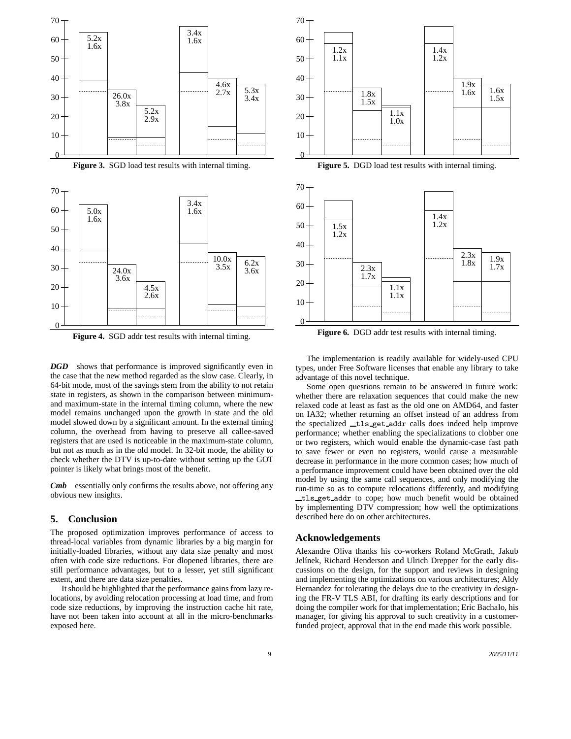**Figure 3.** SGD load test results with internal timing.

**Figure 4.** SGD addr test results with internal timing.

**Figure 5.** DGD load test results with internal timing.

**Figure 6.** DGD addr test results with internal timing.

***DGD*** shows that performance is improved significantly even in the case that the new method regarded as the slow case. Clearly, in 64-bit mode, most of the savings stem from the ability to not retain state in registers, as shown in the comparison between minimum- and maximum-state in the internal timing column, where the new model remains unchanged upon the growth in state and the old model slowed down by a significant amount. In the external timing column, the overhead from having to preserve all callee-saved registers that are used is noticeable in the maximum-state column, but not as much as in the old model. In 32-bit mode, the ability to check whether the DTV is up-to-date without setting up the GOT pointer is likely what brings most of the benefit.

***Cmb*** essentially only confirms the results above, not offering any obvious new insights.

## 5. Conclusion

The proposed optimization improves performance of access to thread-local variables from dynamic libraries by a big margin for initially-loaded libraries, without any data size penalty and most often with code size reductions. For dlopened libraries, there are still performance advantages, but to a lesser, yet still significant extent, and there are data size penalties.

It should be highlighted that the performance gains from lazy relocations, by avoiding relocation processing at load time, and from code size reductions, by improving the instruction cache hit rate, have not been taken into account at all in the micro-benchmarks exposed here.

The implementation is readily available for widely-used CPU types, under Free Software licenses that enable any library to take advantage of this novel technique.

Some open questions remain to be answered in future work: whether there are relaxation sequences that could make the new relaxed code at least as fast as the old one on AMD64, and faster on IA32; whether returning an offset instead of an address from the specialized `__tls_get_addr` calls does indeed help improve performance; whether enabling the specializations to clobber one or two registers, which would enable the dynamic-case fast path to save fewer or even no registers, would cause a measurable decrease in performance in the more common cases; how much of a performance improvement could have been obtained over the old model by using the same call sequences, and only modifying the run-time so as to compute relocations differently, and modifying `__tls_get_addr` to cope; how much benefit would be obtained by implementing DTV compression; how well the optimizations described here do on other architectures.

## Acknowledgements

Alexandre Oliva thanks his co-workers Roland McGrath, Jakub Jelínek, Richard Henderson and Ulrich Drepper for the early discussions on the design, for the support and reviews in designing and implementing the optimizations on various architectures; Aldy Hernandez for tolerating the delays due to the creativity in designing the FR-V TLS ABI, for drafting its early descriptions and for doing the compiler work for that implementation; Eric Bachalo, his manager, for giving his approval to such creativity in a customer-funded project, approval that in the end made this work possible.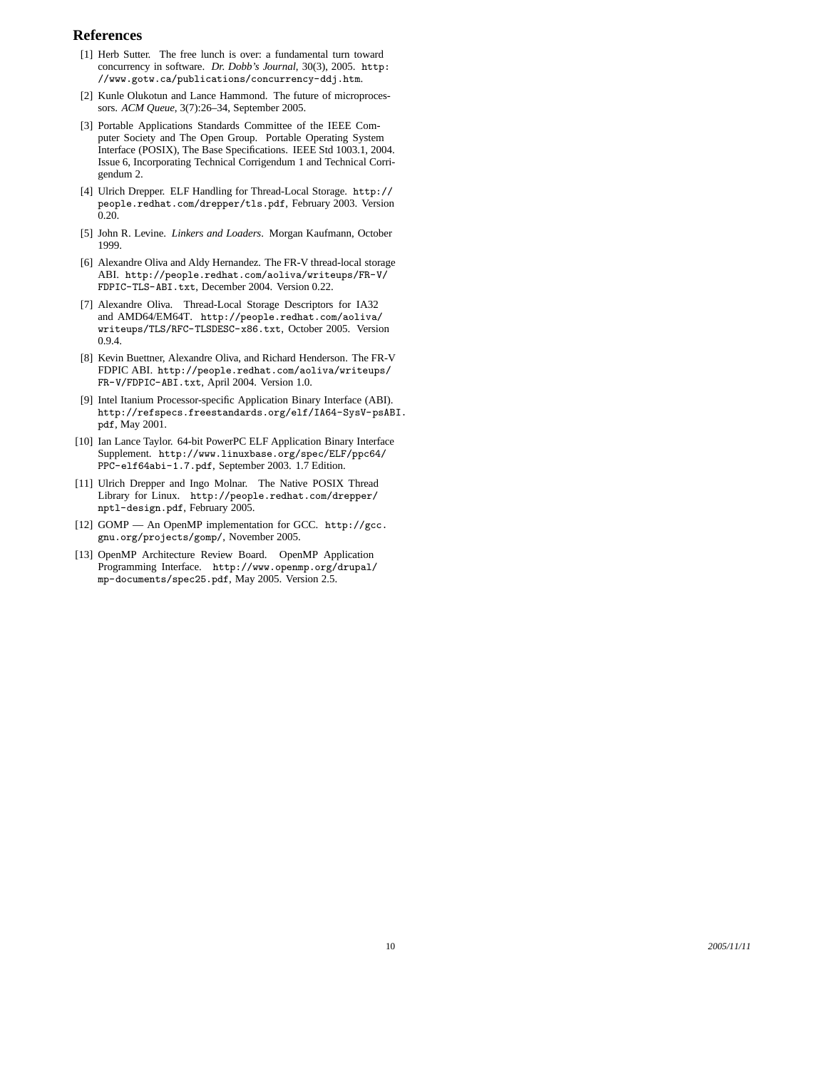## References

[1] Herb Sutter. The free lunch is over: a fundamental turn toward concurrency in software. *Dr. Dobb's Journal*, 30(3), 2005. http://www.gotw.ca/publications/concurrency-ddj.htm.

[2] Kunle Olukotun and Lance Hammond. The future of microprocessors. *ACM Queue*, 3(7):26–34, September 2005.

[3] Portable Applications Standards Committee of the IEEE Computer Society and The Open Group. Portable Operating System Interface (POSIX), The Base Specifications. IEEE Std 1003.1, 2004. Issue 6, Incorporating Technical Corrigendum 1 and Technical Corrigendum 2.

[4] Ulrich Drepper. ELF Handling for Thread-Local Storage. http://people.redhat.com/drepper/tls.pdf, February 2003. Version 0.20.

[5] John R. Levine. *Linkers and Loaders*. Morgan Kaufmann, October 1999.

[6] Alexandre Oliva and Aldy Hernandez. The FR-V thread-local storage ABI. http://people.redhat.com/aoliva/writeups/FR-V/FDPIC-TLS-ABI.txt, December 2004. Version 0.22.

[7] Alexandre Oliva. Thread-Local Storage Descriptors for IA32 and AMD64/EM64T. http://people.redhat.com/aoliva/writeups/TLS/RFC-TLSDESC-x86.txt, October 2005. Version 0.9.4.

[8] Kevin Buettner, Alexandre Oliva, and Richard Henderson. The FR-V FDPIC ABI. http://people.redhat.com/aoliva/writeups/FR-V/FDPIC-ABI.txt, April 2004. Version 1.0.

[9] Intel Itanium Processor-specific Application Binary Interface (ABI). http://refspecs.freestandards.org/elf/IA64-SysV-psABI.pdf, May 2001.

[10] Ian Lance Taylor. 64-bit PowerPC ELF Application Binary Interface Supplement. http://www.linuxbase.org/spec/ELF/ppc64/PPC-elf64abi-1.7.pdf, September 2003. 1.7 Edition.

[11] Ulrich Drepper and Ingo Molnar. The Native POSIX Thread Library for Linux. http://people.redhat.com/drepper/nptl-design.pdf, February 2005.

[12] GOMP — An OpenMP implementation for GCC. http://gcc.gnu.org/projects/gomp/, November 2005.

[13] OpenMP Architecture Review Board. OpenMP Application Programming Interface. http://www.openmp.org/drupal/mp-documents/spec25.pdf, May 2005. Version 2.5.